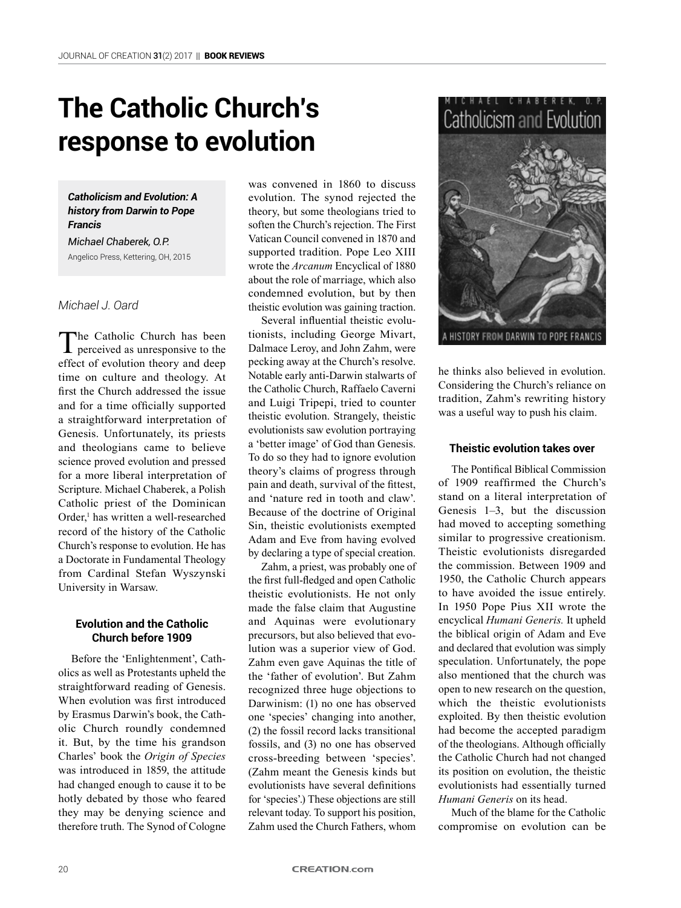# The Catholic Church's response to evolution

***Catholicism and Evolution: A history from Darwin to Pope Francis***

*Michael Chaberek, O.P.*

Angelico Press, Kettering, OH, 2015

*Michael J. Oard*

The Catholic Church has been perceived as unresponsive to the effect of evolution theory and deep time on culture and theology. At first the Church addressed the issue and for a time officially supported a straightforward interpretation of Genesis. Unfortunately, its priests and theologians came to believe science proved evolution and pressed for a more liberal interpretation of Scripture. Michael Chaberek, a Polish Catholic priest of the Dominican Order,[1] has written a well-researched record of the history of the Catholic Church's response to evolution. He has a Doctorate in Fundamental Theology from Cardinal Stefan Wyszynski University in Warsaw.

### Evolution and the Catholic Church before 1909

Before the 'Enlightenment', Catholics as well as Protestants upheld the straightforward reading of Genesis. When evolution was first introduced by Erasmus Darwin's book, the Catholic Church roundly condemned it. But, by the time his grandson Charles' book the *Origin of Species* was introduced in 1859, the attitude had changed enough to cause it to be hotly debated by those who feared they may be denying science and therefore truth. The Synod of Cologne was convened in 1860 to discuss evolution. The synod rejected the theory, but some theologians tried to soften the Church's rejection. The First Vatican Council convened in 1870 and supported tradition. Pope Leo XIII wrote the *Arcanum* Encyclical of 1880 about the role of marriage, which also condemned evolution, but by then theistic evolution was gaining traction.

Several influential theistic evolutionists, including George Mivart, Dalmace Leroy, and John Zahm, were pecking away at the Church's resolve. Notable early anti-Darwin stalwarts of the Catholic Church, Raffaelo Caverni and Luigi Tripepi, tried to counter theistic evolution. Strangely, theistic evolutionists saw evolution portraying a 'better image' of God than Genesis. To do so they had to ignore evolution theory's claims of progress through pain and death, survival of the fittest, and 'nature red in tooth and claw'. Because of the doctrine of Original Sin, theistic evolutionists exempted Adam and Eve from having evolved by declaring a type of special creation.

Zahm, a priest, was probably one of the first full-fledged and open Catholic theistic evolutionists. He not only made the false claim that Augustine and Aquinas were evolutionary precursors, but also believed that evolution was a superior view of God. Zahm even gave Aquinas the title of the 'father of evolution'. But Zahm recognized three huge objections to Darwinism: (1) no one has observed one 'species' changing into another, (2) the fossil record lacks transitional fossils, and (3) no one has observed cross-breeding between 'species'. (Zahm meant the Genesis kinds but evolutionists have several definitions for 'species'.) These objections are still relevant today. To support his position, Zahm used the Church Fathers, whom he thinks also believed in evolution. Considering the Church's reliance on tradition, Zahm's rewriting history was a useful way to push his claim.

### Theistic evolution takes over

The Pontifical Biblical Commission of 1909 reaffirmed the Church's stand on a literal interpretation of Genesis 1–3, but the discussion had moved to accepting something similar to progressive creationism. Theistic evolutionists disregarded the commission. Between 1909 and 1950, the Catholic Church appears to have avoided the issue entirely. In 1950 Pope Pius XII wrote the encyclical *Humani Generis.* It upheld the biblical origin of Adam and Eve and declared that evolution was simply speculation. Unfortunately, the pope also mentioned that the church was open to new research on the question, which the theistic evolutionists exploited. By then theistic evolution had become the accepted paradigm of the theologians. Although officially the Catholic Church had not changed its position on evolution, the theistic evolutionists had essentially turned *Humani Generis* on its head.

Much of the blame for the Catholic compromise on evolution can be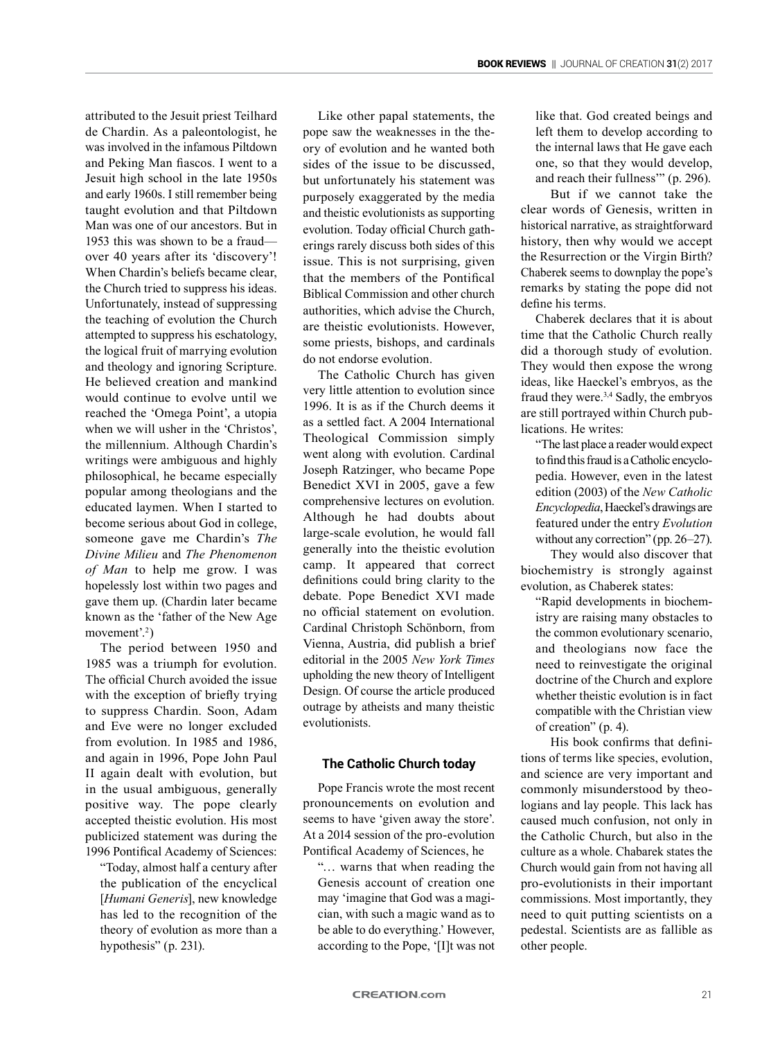attributed to the Jesuit priest Teilhard de Chardin. As a paleontologist, he was involved in the infamous Piltdown and Peking Man fiascos. I went to a Jesuit high school in the late 1950s and early 1960s. I still remember being taught evolution and that Piltdown Man was one of our ancestors. But in 1953 this was shown to be a fraud—over 40 years after its 'discovery'! When Chardin's beliefs became clear, the Church tried to suppress his ideas. Unfortunately, instead of suppressing the teaching of evolution the Church attempted to suppress his eschatology, the logical fruit of marrying evolution and theology and ignoring Scripture. He believed creation and mankind would continue to evolve until we reached the 'Omega Point', a utopia when we will usher in the 'Christos', the millennium. Although Chardin's writings were ambiguous and highly philosophical, he became especially popular among theologians and the educated laymen. When I started to become serious about God in college, someone gave me Chardin's *The Divine Milieu* and *The Phenomenon of Man* to help me grow. I was hopelessly lost within two pages and gave them up. (Chardin later became known as the 'father of the New Age movement'.[2])

The period between 1950 and 1985 was a triumph for evolution. The official Church avoided the issue with the exception of briefly trying to suppress Chardin. Soon, Adam and Eve were no longer excluded from evolution. In 1985 and 1986, and again in 1996, Pope John Paul II again dealt with evolution, but in the usual ambiguous, generally positive way. The pope clearly accepted theistic evolution. His most publicized statement was during the 1996 Pontifical Academy of Sciences:

> "Today, almost half a century after the publication of the encyclical [*Humani Generis*], new knowledge has led to the recognition of the theory of evolution as more than a hypothesis" (p. 231).

Like other papal statements, the pope saw the weaknesses in the theory of evolution and he wanted both sides of the issue to be discussed, but unfortunately his statement was purposely exaggerated by the media and theistic evolutionists as supporting evolution. Today official Church gatherings rarely discuss both sides of this issue. This is not surprising, given that the members of the Pontifical Biblical Commission and other church authorities, which advise the Church, are theistic evolutionists. However, some priests, bishops, and cardinals do not endorse evolution.

The Catholic Church has given very little attention to evolution since 1996. It is as if the Church deems it as a settled fact. A 2004 International Theological Commission simply went along with evolution. Cardinal Joseph Ratzinger, who became Pope Benedict XVI in 2005, gave a few comprehensive lectures on evolution. Although he had doubts about large-scale evolution, he would fall generally into the theistic evolution camp. It appeared that correct definitions could bring clarity to the debate. Pope Benedict XVI made no official statement on evolution. Cardinal Christoph Schönborn, from Vienna, Austria, did publish a brief editorial in the 2005 *New York Times* upholding the new theory of Intelligent Design. Of course the article produced outrage by atheists and many theistic evolutionists.

## The Catholic Church today

Pope Francis wrote the most recent pronouncements on evolution and seems to have 'given away the store'. At a 2014 session of the pro-evolution Pontifical Academy of Sciences, he

> "… warns that when reading the Genesis account of creation one may 'imagine that God was a magician, with such a magic wand as to be able to do everything.' However, according to the Pope, '[I]t was not like that. God created beings and left them to develop according to the internal laws that He gave each one, so that they would develop, and reach their fullness'" (p. 296).

But if we cannot take the clear words of Genesis, written in historical narrative, as straightforward history, then why would we accept the Resurrection or the Virgin Birth? Chaberek seems to downplay the pope's remarks by stating the pope did not define his terms.

Chaberek declares that it is about time that the Catholic Church really did a thorough study of evolution. They would then expose the wrong ideas, like Haeckel's embryos, as the fraud they were.[3,4] Sadly, the embryos are still portrayed within Church publications. He writes:

> "The last place a reader would expect to find this fraud is a Catholic encyclopedia. However, even in the latest edition (2003) of the *New Catholic Encyclopedia*, Haeckel's drawings are featured under the entry *Evolution* without any correction" (pp. 26–27).

They would also discover that biochemistry is strongly against evolution, as Chaberek states:

> "Rapid developments in biochemistry are raising many obstacles to the common evolutionary scenario, and theologians now face the need to reinvestigate the original doctrine of the Church and explore whether theistic evolution is in fact compatible with the Christian view of creation" (p. 4).

His book confirms that definitions of terms like species, evolution, and science are very important and commonly misunderstood by theologians and lay people. This lack has caused much confusion, not only in the Catholic Church, but also in the culture as a whole. Chabarek states the Church would gain from not having all pro-evolutionists in their important commissions. Most importantly, they need to quit putting scientists on a pedestal. Scientists are as fallible as other people.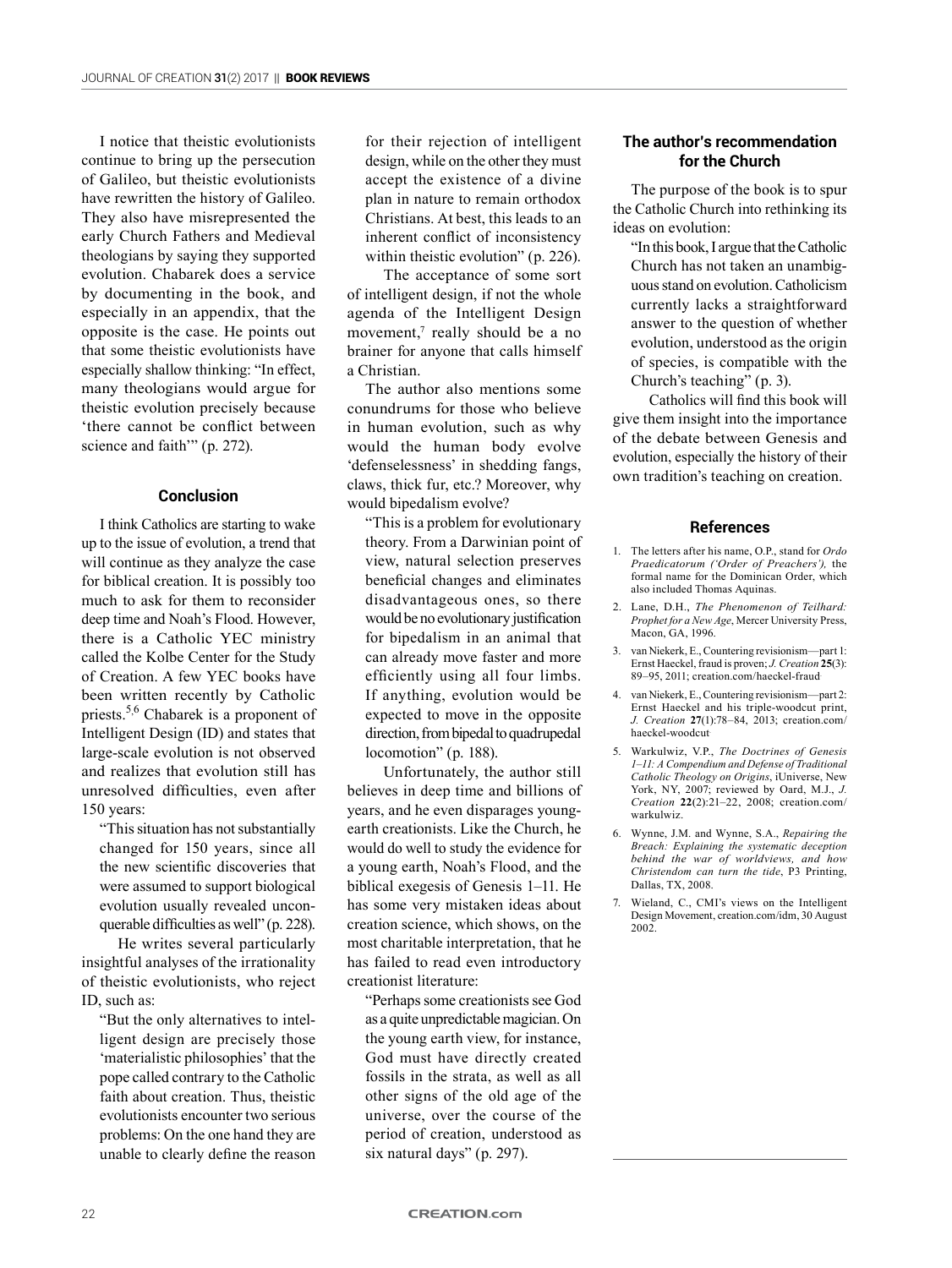I notice that theistic evolutionists continue to bring up the persecution of Galileo, but theistic evolutionists have rewritten the history of Galileo. They also have misrepresented the early Church Fathers and Medieval theologians by saying they supported evolution. Chabarek does a service by documenting in the book, and especially in an appendix, that the opposite is the case. He points out that some theistic evolutionists have especially shallow thinking: "In effect, many theologians would argue for theistic evolution precisely because 'there cannot be conflict between science and faith'" (p. 272).

## Conclusion

I think Catholics are starting to wake up to the issue of evolution, a trend that will continue as they analyze the case for biblical creation. It is possibly too much to ask for them to reconsider deep time and Noah's Flood. However, there is a Catholic YEC ministry called the Kolbe Center for the Study of Creation. A few YEC books have been written recently by Catholic priests.[5,6] Chabarek is a proponent of Intelligent Design (ID) and states that large-scale evolution is not observed and realizes that evolution still has unresolved difficulties, even after 150 years:

> "This situation has not substantially changed for 150 years, since all the new scientific discoveries that were assumed to support biological evolution usually revealed unconquerable difficulties as well" (p. 228).

He writes several particularly insightful analyses of the irrationality of theistic evolutionists, who reject ID, such as:

> "But the only alternatives to intelligent design are precisely those 'materialistic philosophies' that the pope called contrary to the Catholic faith about creation. Thus, theistic evolutionists encounter two serious problems: On the one hand they are unable to clearly define the reason for their rejection of intelligent design, while on the other they must accept the existence of a divine plan in nature to remain orthodox Christians. At best, this leads to an inherent conflict of inconsistency within theistic evolution" (p. 226).

The acceptance of some sort of intelligent design, if not the whole agenda of the Intelligent Design movement,[7] really should be a no brainer for anyone that calls himself a Christian.

The author also mentions some conundrums for those who believe in human evolution, such as why would the human body evolve 'defenselessness' in shedding fangs, claws, thick fur, etc.? Moreover, why would bipedalism evolve?

> "This is a problem for evolutionary theory. From a Darwinian point of view, natural selection preserves beneficial changes and eliminates disadvantageous ones, so there would be no evolutionary justification for bipedalism in an animal that can already move faster and more efficiently using all four limbs. If anything, evolution would be expected to move in the opposite direction, from bipedal to quadrupedal locomotion" (p. 188).

Unfortunately, the author still believes in deep time and billions of years, and he even disparages young-earth creationists. Like the Church, he would do well to study the evidence for a young earth, Noah's Flood, and the biblical exegesis of Genesis 1–11. He has some very mistaken ideas about creation science, which shows, on the most charitable interpretation, that he has failed to read even introductory creationist literature:

> "Perhaps some creationists see God as a quite unpredictable magician. On the young earth view, for instance, God must have directly created fossils in the strata, as well as all other signs of the old age of the universe, over the course of the period of creation, understood as six natural days" (p. 297).

## The author's recommendation for the Church

The purpose of the book is to spur the Catholic Church into rethinking its ideas on evolution:

> "In this book, I argue that the Catholic Church has not taken an unambiguous stand on evolution. Catholicism currently lacks a straightforward answer to the question of whether evolution, understood as the origin of species, is compatible with the Church's teaching" (p. 3).

Catholics will find this book will give them insight into the importance of the debate between Genesis and evolution, especially the history of their own tradition's teaching on creation.

## References

1. The letters after his name, O.P., stand for *Ordo Praedicatorum ('Order of Preachers')*, the formal name for the Dominican Order, which also included Thomas Aquinas.
2. Lane, D.H., *The Phenomenon of Teilhard: Prophet for a New Age*, Mercer University Press, Macon, GA, 1996.
3. van Niekerk, E., Countering revisionism—part 1: Ernst Haeckel, fraud is proven; *J. Creation* **25**(3): 89–95, 2011; creation.com/haeckel-fraud.
4. van Niekerk, E., Countering revisionism—part 2: Ernst Haeckel and his triple-woodcut print, *J. Creation* **27**(1):78–84, 2013; creation.com/haeckel-woodcut.
5. Warkulwiz, V.P., *The Doctrines of Genesis 1–11: A Compendium and Defense of Traditional Catholic Theology on Origins*, iUniverse, New York, NY, 2007; reviewed by Oard, M.J., *J. Creation* **22**(2):21–22, 2008; creation.com/warkulwiz.
6. Wynne, J.M. and Wynne, S.A., *Repairing the Breach: Explaining the systematic deception behind the war of worldviews, and how Christendom can turn the tide*, P3 Printing, Dallas, TX, 2008.
7. Wieland, C., CMI's views on the Intelligent Design Movement, creation.com/idm, 30 August 2002.